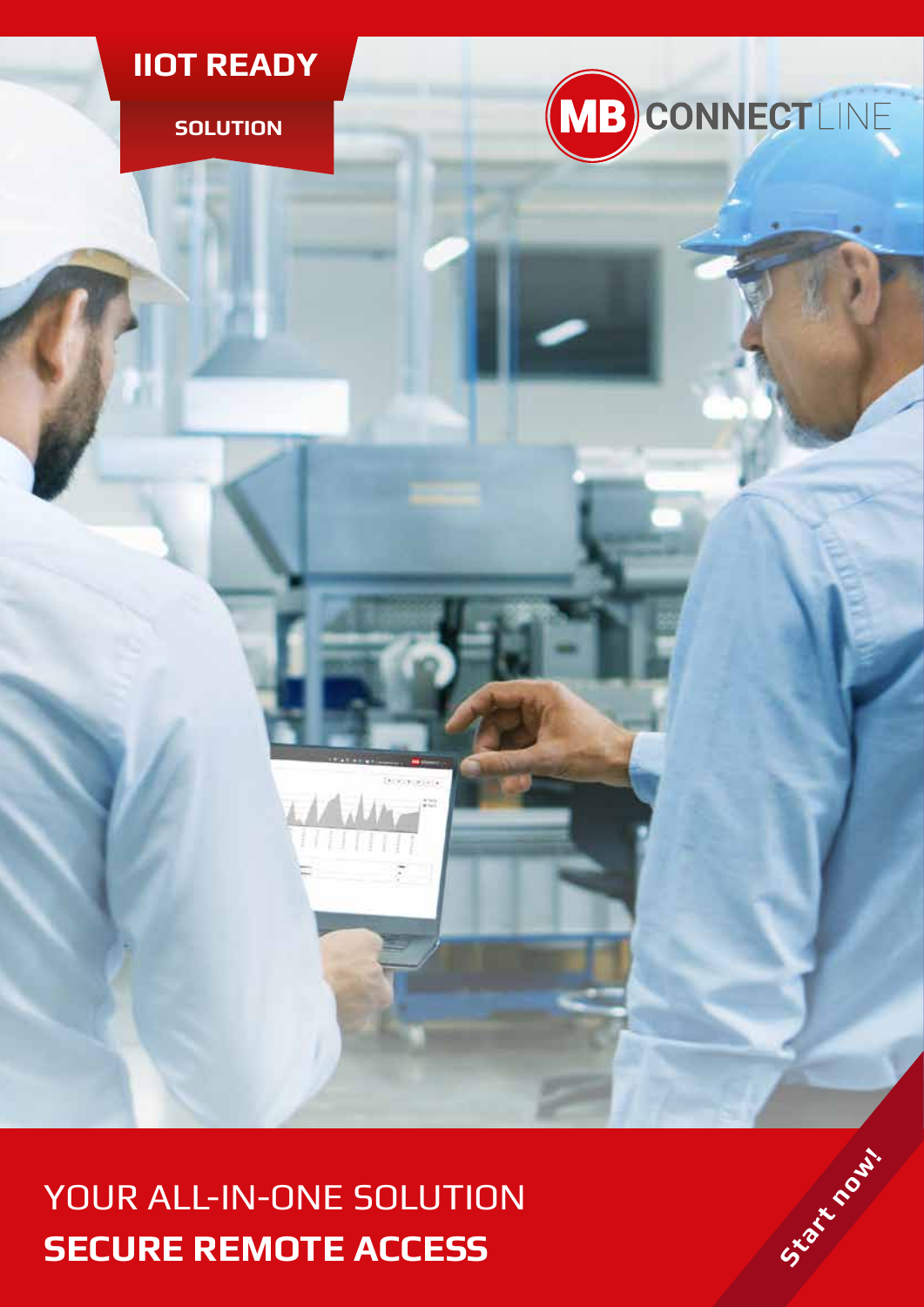**IIOT READY**

**SOLUTION**

MB CONNECT LINE

# YOUR ALL-IN-ONE SOLUTION **SECURE REMOTE ACCESS**

**Start now!**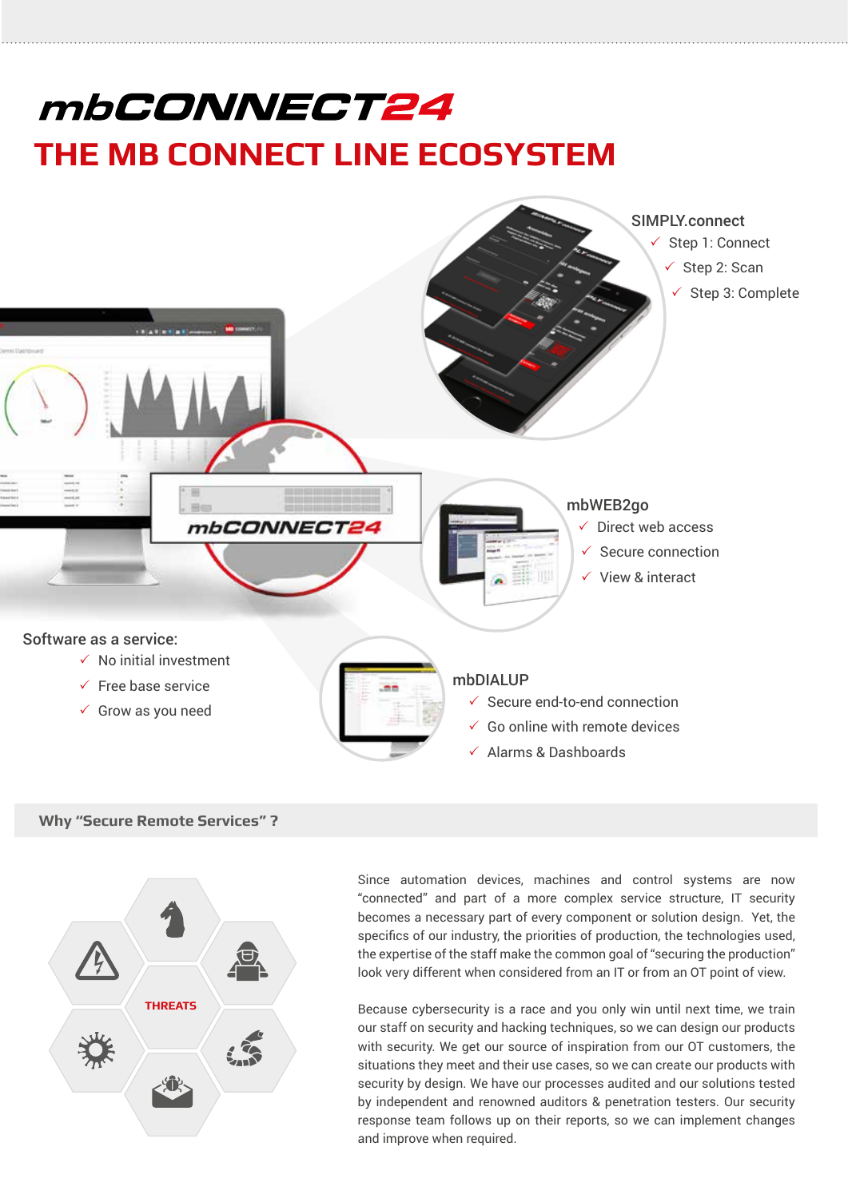# mbCONNECT24

## THE MB CONNECT LINE ECOSYSTEM

**SIMPLY.connect**

- ✓ Step 1: Connect
- ✓ Step 2: Scan
- ✓ Step 3: Complete

**mbWEB2go**

- ✓ Direct web access
- ✓ Secure connection
- ✓ View & interact

**Software as a service:**

- ✓ No initial investment
- ✓ Free base service
- ✓ Grow as you need

**mbDIALUP**

- ✓ Secure end-to-end connection
- ✓ Go online with remote devices
- ✓ Alarms & Dashboards

### Why "Secure Remote Services" ?

THREATS

Since automation devices, machines and control systems are now "connected" and part of a more complex service structure, IT security becomes a necessary part of every component or solution design. Yet, the specifics of our industry, the priorities of production, the technologies used, the expertise of the staff make the common goal of "securing the production" look very different when considered from an IT or from an OT point of view.

Because cybersecurity is a race and you only win until next time, we train our staff on security and hacking techniques, so we can design our products with security. We get our source of inspiration from our OT customers, the situations they meet and their use cases, so we can create our products with security by design. We have our processes audited and our solutions tested by independent and renowned auditors & penetration testers. Our security response team follows up on their reports, so we can implement changes and improve when required.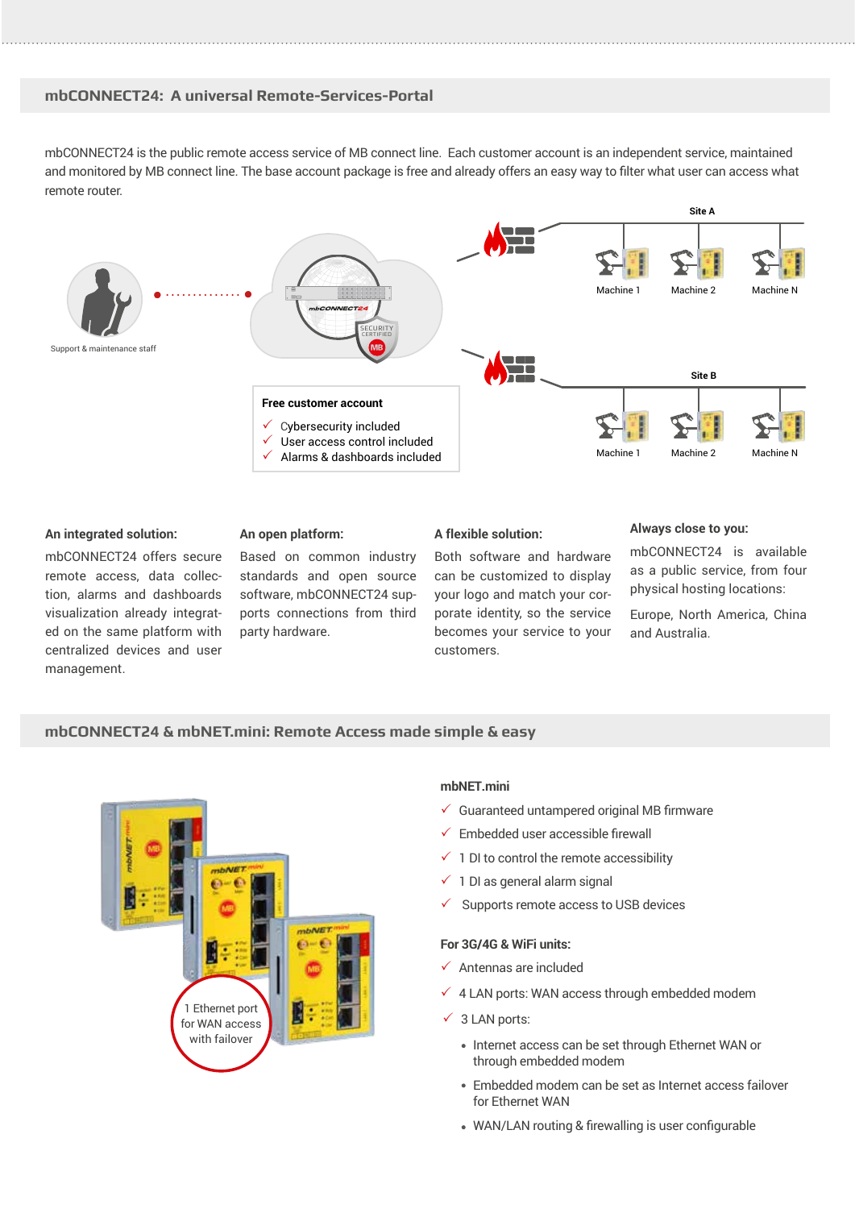## mbCONNECT24: A universal Remote-Services-Portal

mbCONNECT24 is the public remote access service of MB connect line. Each customer account is an independent service, maintained and monitored by MB connect line. The base account package is free and already offers an easy way to filter what user can access what remote router.

Support & maintenance staff

Site A

Machine 1 Machine 2 Machine N

Site B

Machine 1 Machine 2 Machine N

**Free customer account**

- ✓ Cybersecurity included
- ✓ User access control included
- ✓ Alarms & dashboards included

**An integrated solution:**

mbCONNECT24 offers secure remote access, data collection, alarms and dashboards visualization already integrated on the same platform with centralized devices and user management.

**An open platform:**

Based on common industry standards and open source software, mbCONNECT24 supports connections from third party hardware.

**A flexible solution:**

Both software and hardware can be customized to display your logo and match your corporate identity, so the service becomes your service to your customers.

**Always close to you:**

mbCONNECT24 is available as a public service, from four physical hosting locations:

Europe, North America, China and Australia.

## mbCONNECT24 & mbNET.mini: Remote Access made simple & easy

1 Ethernet port for WAN access with failover

**mbNET.mini**

- ✓ Guaranteed untampered original MB firmware
- ✓ Embedded user accessible firewall
- ✓ 1 DI to control the remote accessibility
- ✓ 1 DI as general alarm signal
- ✓ Supports remote access to USB devices

**For 3G/4G & WiFi units:**

- ✓ Antennas are included
- ✓ 4 LAN ports: WAN access through embedded modem
- ✓ 3 LAN ports:
  - Internet access can be set through Ethernet WAN or through embedded modem
  - Embedded modem can be set as Internet access failover for Ethernet WAN
  - WAN/LAN routing & firewalling is user configurable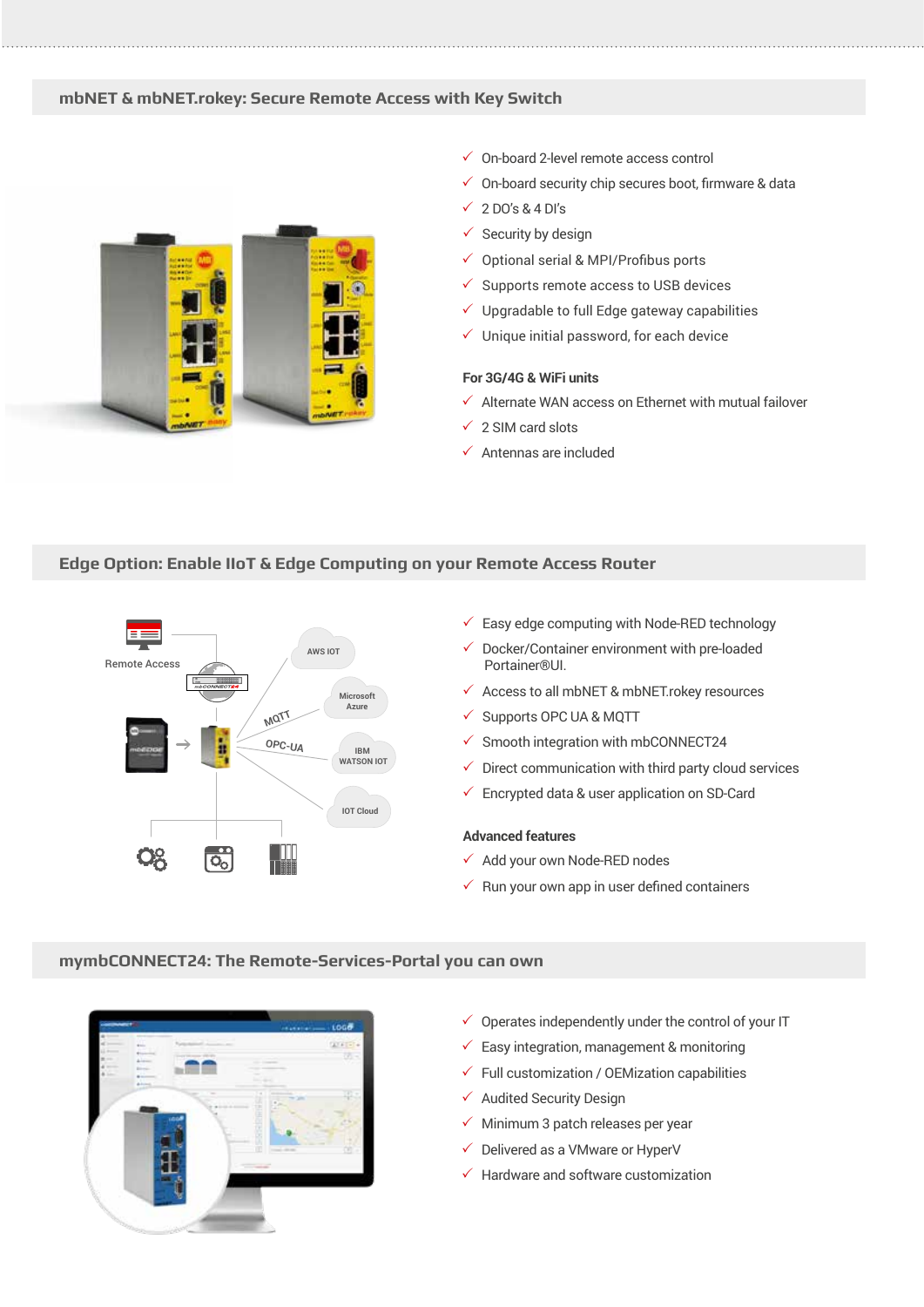## mbNET & mbNET.rokey: Secure Remote Access with Key Switch

- ✓ On-board 2-level remote access control
- ✓ On-board security chip secures boot, firmware & data
- ✓ 2 DO's & 4 DI's
- ✓ Security by design
- ✓ Optional serial & MPI/Profibus ports
- ✓ Supports remote access to USB devices
- ✓ Upgradable to full Edge gateway capabilities
- ✓ Unique initial password, for each device

**For 3G/4G & WiFi units**

- ✓ Alternate WAN access on Ethernet with mutual failover
- ✓ 2 SIM card slots
- ✓ Antennas are included

## Edge Option: Enable IIoT & Edge Computing on your Remote Access Router

Remote Access

AWS IOT

Microsoft Azure

MQTT

OPC-UA

IBM WATSON IOT

IOT Cloud

- ✓ Easy edge computing with Node-RED technology
- ✓ Docker/Container environment with pre-loaded Portainer®UI.
- ✓ Access to all mbNET & mbNET.rokey resources
- ✓ Supports OPC UA & MQTT
- ✓ Smooth integration with mbCONNECT24
- ✓ Direct communication with third party cloud services
- ✓ Encrypted data & user application on SD-Card

**Advanced features**

- ✓ Add your own Node-RED nodes
- ✓ Run your own app in user defined containers

## mymbCONNECT24: The Remote-Services-Portal you can own

- ✓ Operates independently under the control of your IT
- ✓ Easy integration, management & monitoring
- ✓ Full customization / OEMization capabilities
- ✓ Audited Security Design
- ✓ Minimum 3 patch releases per year
- ✓ Delivered as a VMware or HyperV
- ✓ Hardware and software customization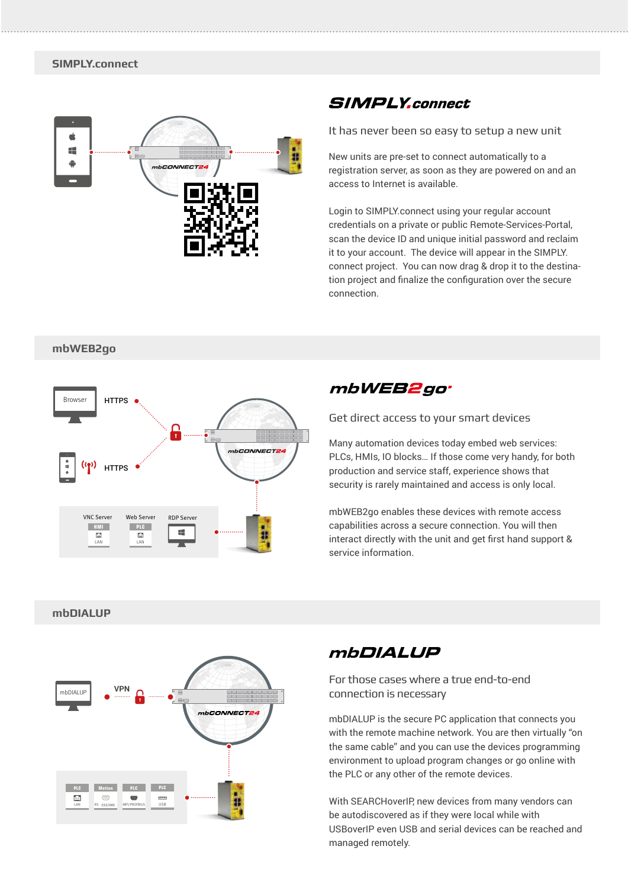## SIMPLY.connect

### SIMPLY.connect

It has never been so easy to setup a new unit

New units are pre-set to connect automatically to a registration server, as soon as they are powered on and an access to Internet is available.

Login to SIMPLY.connect using your regular account credentials on a private or public Remote-Services-Portal, scan the device ID and unique initial password and reclaim it to your account. The device will appear in the SIMPLY.connect project. You can now drag & drop it to the destination project and finalize the configuration over the secure connection.

## mbWEB2go

### mbWEB2go

Get direct access to your smart devices

Many automation devices today embed web services: PLCs, HMIs, IO blocks… If those come very handy, for both production and service staff, experience shows that security is rarely maintained and access is only local.

mbWEB2go enables these devices with remote access capabilities across a secure connection. You will then interact directly with the unit and get first hand support & service information.

## mbDIALUP

### mbDIALUP

For those cases where a true end-to-end connection is necessary

mbDIALUP is the secure PC application that connects you with the remote machine network. You are then virtually "on the same cable" and you can use the devices programming environment to upload program changes or go online with the PLC or any other of the remote devices.

With SEARCHoverIP, new devices from many vendors can be autodiscovered as if they were local while with USBoverIP even USB and serial devices can be reached and managed remotely.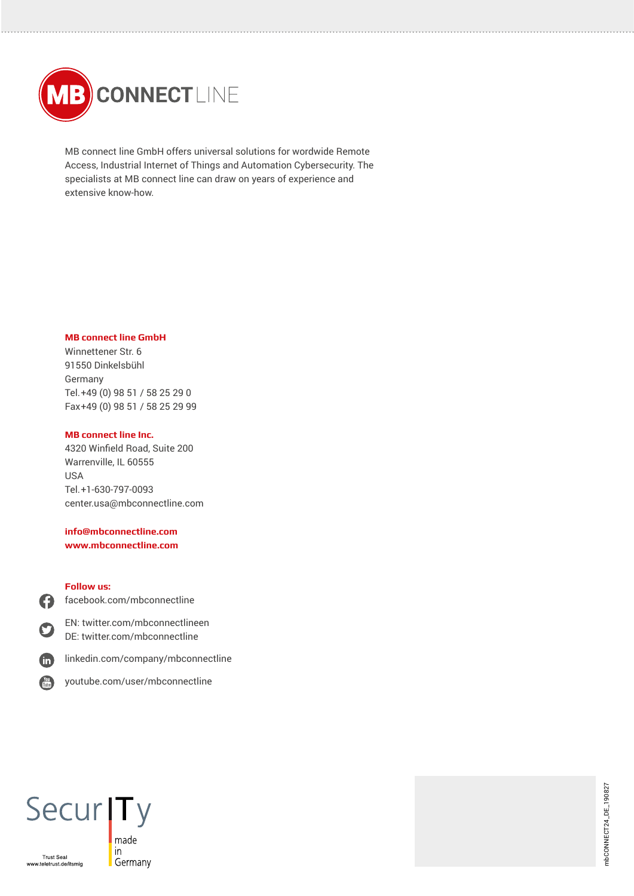MB CONNECT LINE

MB connect line GmbH offers universal solutions for wordwide Remote Access, Industrial Internet of Things and Automation Cybersecurity. The specialists at MB connect line can draw on years of experience and extensive know-how.

**MB connect line GmbH**
Winnettener Str. 6
91550 Dinkelsbühl
Germany
Tel.+49 (0) 98 51 / 58 25 29 0
Fax+49 (0) 98 51 / 58 25 29 99

**MB connect line Inc.**
4320 Winfield Road, Suite 200
Warrenville, IL 60555
USA
Tel.+1-630-797-0093
center.usa@mbconnectline.com

**info@mbconnectline.com**
**www.mbconnectline.com**

**Follow us:**

facebook.com/mbconnectline

EN: twitter.com/mbconnectlineen
DE: twitter.com/mbconnectline

linkedin.com/company/mbconnectline

youtube.com/user/mbconnectline

SecurITy made in Germany

Trust Seal
www.teletrust.de/itsmig

mbCONNECT24_DE_190827